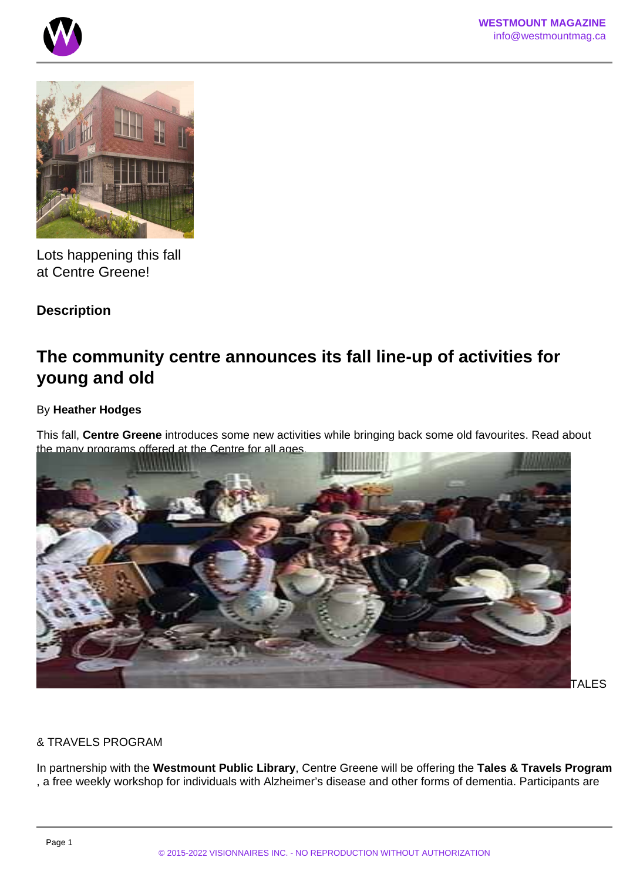Lots happening this fall at Centre Greene!

**Description**

## The community centre announces its fall line-up of activities for young and old

By **Heather Hodges**

This fall, **Centre Greene** introduces some new activities while bringing back some old favourites. Read about the many programs offered at the Centre for all ages.

TALES & TRAVELS PROGRAM

In partnership with the **Westmount Public Library**, Centre Greene will be offering the **Tales & Travels Program**, a free weekly workshop for individuals with Alzheimer's disease and other forms of dementia. Participants are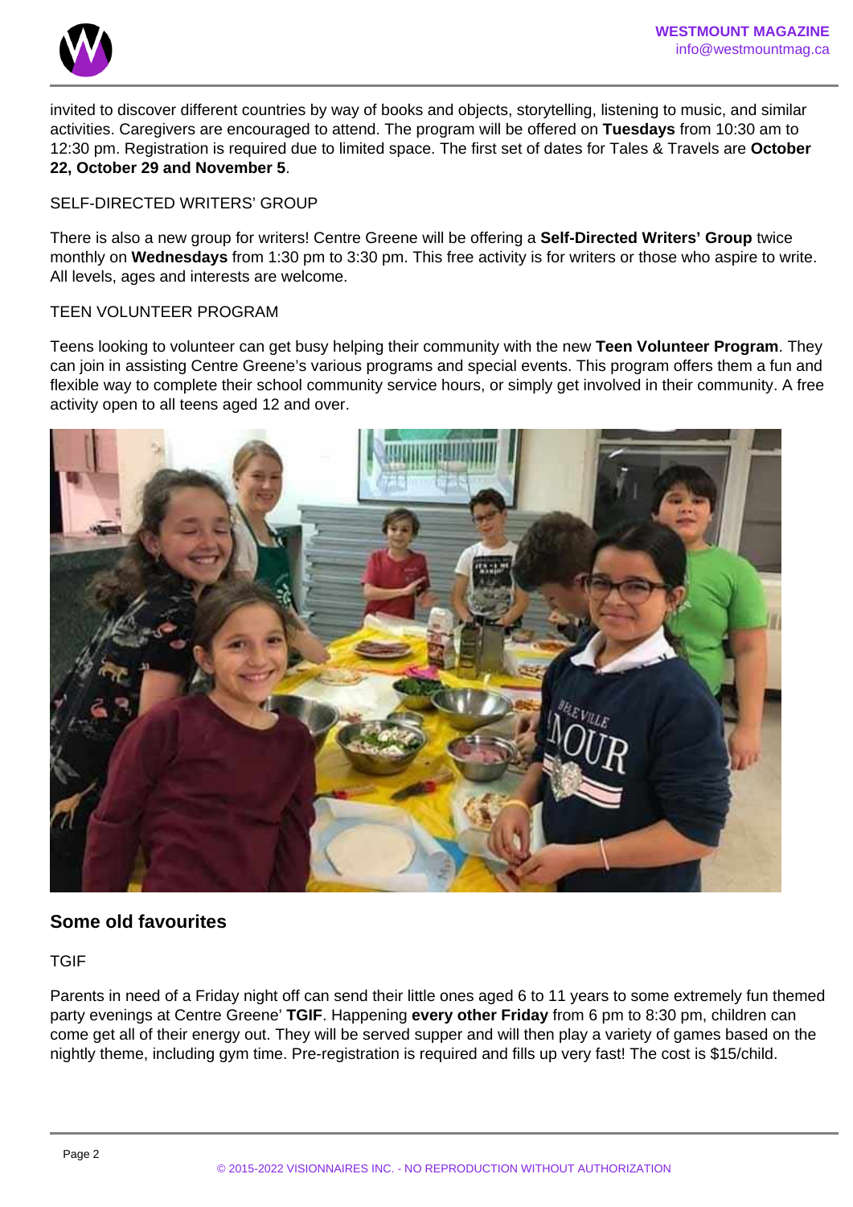invited to discover different countries by way of books and objects, storytelling, listening to music, and similar activities. Caregivers are encouraged to attend. The program will be offered on **Tuesdays** from 10:30 am to 12:30 pm. Registration is required due to limited space. The first set of dates for Tales & Travels are **October 22, October 29 and November 5**.

SELF-DIRECTED WRITERS' GROUP

There is also a new group for writers! Centre Greene will be offering a **Self-Directed Writers' Group** twice monthly on **Wednesdays** from 1:30 pm to 3:30 pm. This free activity is for writers or those who aspire to write. All levels, ages and interests are welcome.

TEEN VOLUNTEER PROGRAM

Teens looking to volunteer can get busy helping their community with the new **Teen Volunteer Program**. They can join in assisting Centre Greene's various programs and special events. This program offers them a fun and flexible way to complete their school community service hours, or simply get involved in their community. A free activity open to all teens aged 12 and over.

## Some old favourites

TGIF

Parents in need of a Friday night off can send their little ones aged 6 to 11 years to some extremely fun themed party evenings at Centre Greene' **TGIF**. Happening **every other Friday** from 6 pm to 8:30 pm, children can come get all of their energy out. They will be served supper and will then play a variety of games based on the nightly theme, including gym time. Pre-registration is required and fills up very fast! The cost is $15/child.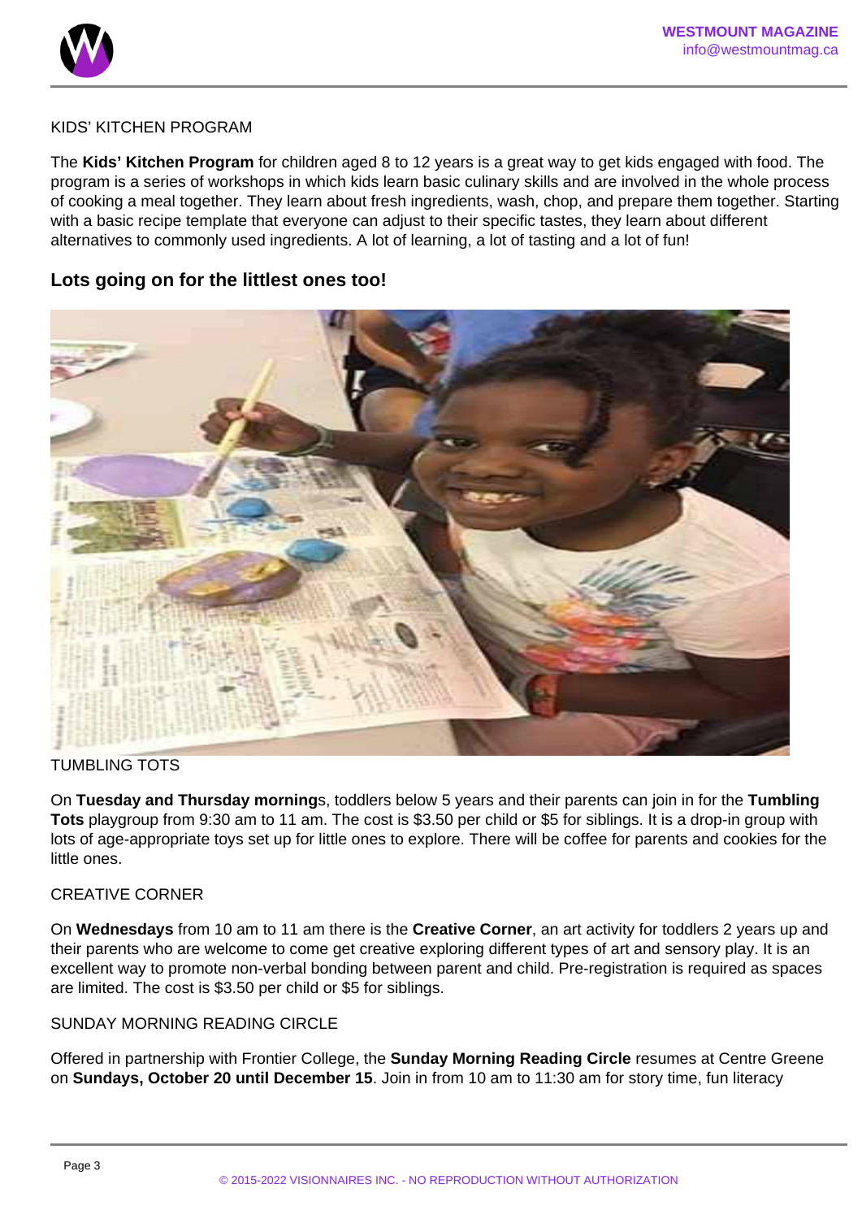KIDS' KITCHEN PROGRAM

The **Kids' Kitchen Program** for children aged 8 to 12 years is a great way to get kids engaged with food. The program is a series of workshops in which kids learn basic culinary skills and are involved in the whole process of cooking a meal together. They learn about fresh ingredients, wash, chop, and prepare them together. Starting with a basic recipe template that everyone can adjust to their specific tastes, they learn about different alternatives to commonly used ingredients. A lot of learning, a lot of tasting and a lot of fun!

### Lots going on for the littlest ones too!

TUMBLING TOTS

On **Tuesday and Thursday mornings**, toddlers below 5 years and their parents can join in for the **Tumbling Tots** playgroup from 9:30 am to 11 am. The cost is $3.50 per child or $5 for siblings. It is a drop-in group with lots of age-appropriate toys set up for little ones to explore. There will be coffee for parents and cookies for the little ones.

CREATIVE CORNER

On **Wednesdays** from 10 am to 11 am there is the **Creative Corner**, an art activity for toddlers 2 years up and their parents who are welcome to come get creative exploring different types of art and sensory play. It is an excellent way to promote non-verbal bonding between parent and child. Pre-registration is required as spaces are limited. The cost is $3.50 per child or $5 for siblings.

SUNDAY MORNING READING CIRCLE

Offered in partnership with Frontier College, the **Sunday Morning Reading Circle** resumes at Centre Greene on **Sundays, October 20 until December 15**. Join in from 10 am to 11:30 am for story time, fun literacy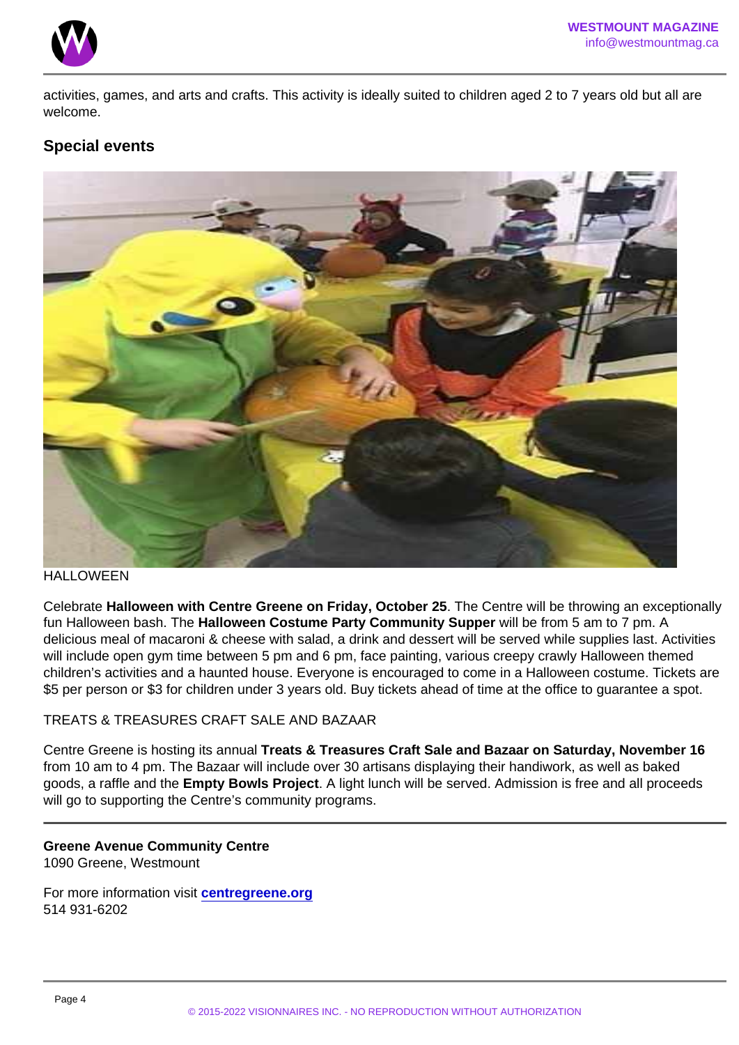activities, games, and arts and crafts. This activity is ideally suited to children aged 2 to 7 years old but all are welcome.

## Special events

HALLOWEEN

Celebrate **Halloween with Centre Greene on Friday, October 25**. The Centre will be throwing an exceptionally fun Halloween bash. The **Halloween Costume Party Community Supper** will be from 5 am to 7 pm. A delicious meal of macaroni & cheese with salad, a drink and dessert will be served while supplies last. Activities will include open gym time between 5 pm and 6 pm, face painting, various creepy crawly Halloween themed children's activities and a haunted house. Everyone is encouraged to come in a Halloween costume. Tickets are $5 per person or $3 for children under 3 years old. Buy tickets ahead of time at the office to guarantee a spot.

TREATS & TREASURES CRAFT SALE AND BAZAAR

Centre Greene is hosting its annual **Treats & Treasures Craft Sale and Bazaar on Saturday, November 16** from 10 am to 4 pm. The Bazaar will include over 30 artisans displaying their handiwork, as well as baked goods, a raffle and the **Empty Bowls Project**. A light lunch will be served. Admission is free and all proceeds will go to supporting the Centre's community programs.

---

**Greene Avenue Community Centre**
1090 Greene, Westmount

For more information visit **centregreene.org**
514 931-6202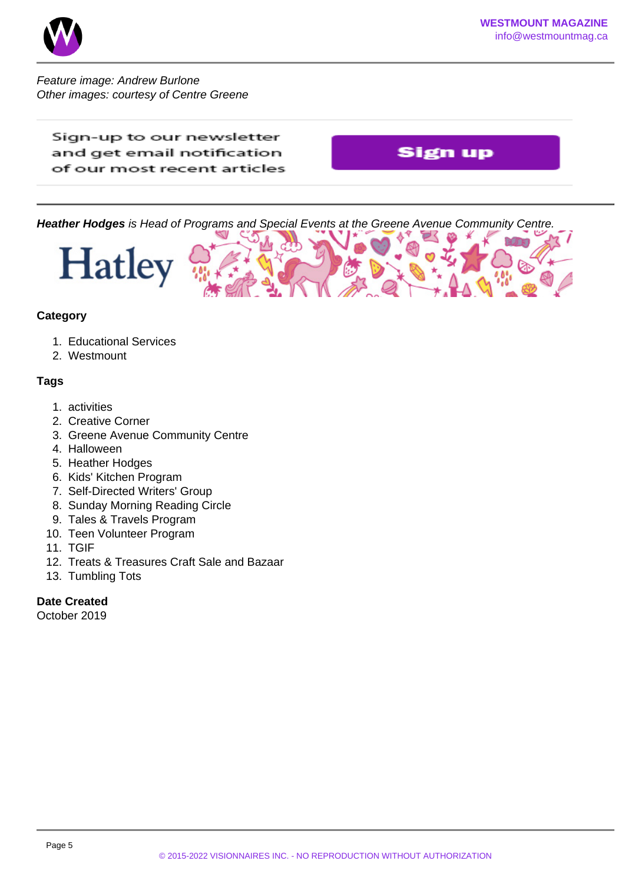*Feature image: Andrew Burlone*
*Other images: courtesy of Centre Greene*

Sign-up to our newsletter and get email notification of our most recent articles

Sign up

***Heather Hodges** is Head of Programs and Special Events at the Greene Avenue Community Centre.*

Hatley

**Category**

1. Educational Services
2. Westmount

**Tags**

1. activities
2. Creative Corner
3. Greene Avenue Community Centre
4. Halloween
5. Heather Hodges
6. Kids' Kitchen Program
7. Self-Directed Writers' Group
8. Sunday Morning Reading Circle
9. Tales & Travels Program
10. Teen Volunteer Program
11. TGIF
12. Treats & Treasures Craft Sale and Bazaar
13. Tumbling Tots

**Date Created**
October 2019